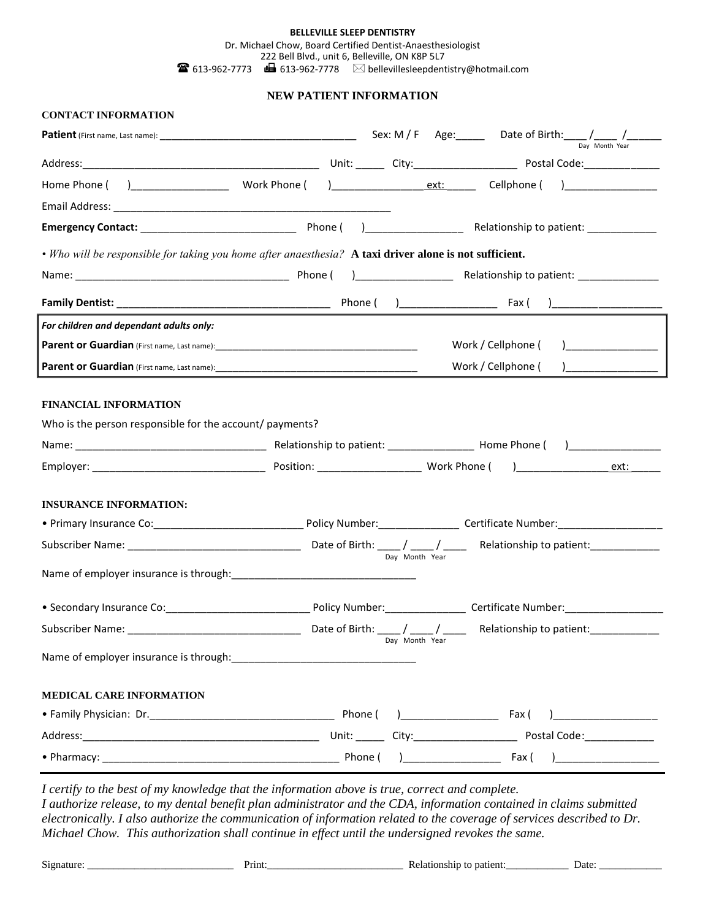**BELLEVILLE SLEEP DENTISTRY**
Dr. Michael Chow, Board Certified Dentist-Anaesthesiologist
222 Bell Blvd., unit 6, Belleville, ON K8P 5L7
☎ 613-962-7773 📠 613-962-7778 ✉ bellevillesleepdentistry@hotmail.com

# NEW PATIENT INFORMATION

## CONTACT INFORMATION

**Patient** (First name, Last name): ___________________________________ Sex: M / F Age:_____ Date of Birth:____ /____ /______
Day Month Year

Address:__________________________________________ Unit: _____ City:__________________ Postal Code:_____________

Home Phone ( )_________________ Work Phone ( )________________ext:______ Cellphone ( )________________

Email Address: __________________________________________________

**Emergency Contact:** __________________________ Phone ( )_________________ Relationship to patient: ____________

• *Who will be responsible for taking you home after anaesthesia?* **A taxi driver alone is not sufficient.**

Name: _____________________________________ Phone ( )_________________ Relationship to patient: ______________

**Family Dentist:** ____________________________________ Phone ( )_________________ Fax ( )___________________

***For children and dependant adults only:***

**Parent or Guardian** (First name, Last name):_____________________________________ Work / Cellphone ( )________________

**Parent or Guardian** (First name, Last name):_____________________________________ Work / Cellphone ( )________________

## FINANCIAL INFORMATION

Who is the person responsible for the account/ payments?

Name: _________________________________ Relationship to patient: _______________ Home Phone ( )________________

Employer: ______________________________ Position: _________________ Work Phone ( )________________ext:_____

## INSURANCE INFORMATION:

• Primary Insurance Co:__________________________ Policy Number:______________ Certificate Number:__________________

Subscriber Name: ______________________________ Date of Birth: ____ / ____ / ____ Relationship to patient:____________
Day Month Year

Name of employer insurance is through:________________________________

• Secondary Insurance Co:_________________________ Policy Number:______________ Certificate Number:_________________

Subscriber Name: ______________________________ Date of Birth: ____ / ____ / ____ Relationship to patient:____________
Day Month Year

Name of employer insurance is through:________________________________

## MEDICAL CARE INFORMATION

• Family Physician: Dr.________________________________ Phone ( )_________________ Fax ( )__________________

Address:__________________________________________ Unit: _____ City:__________________ Postal Code:____________

• Pharmacy: ________________________________________ Phone ( )_________________ Fax ( )__________________

*I certify to the best of my knowledge that the information above is true, correct and complete.*
*I authorize release, to my dental benefit plan administrator and the CDA, information contained in claims submitted electronically. I also authorize the communication of information related to the coverage of services described to Dr. Michael Chow. This authorization shall continue in effect until the undersigned revokes the same.*

Signature: ___________________________ Print:_________________________ Relationship to patient:____________ Date: ____________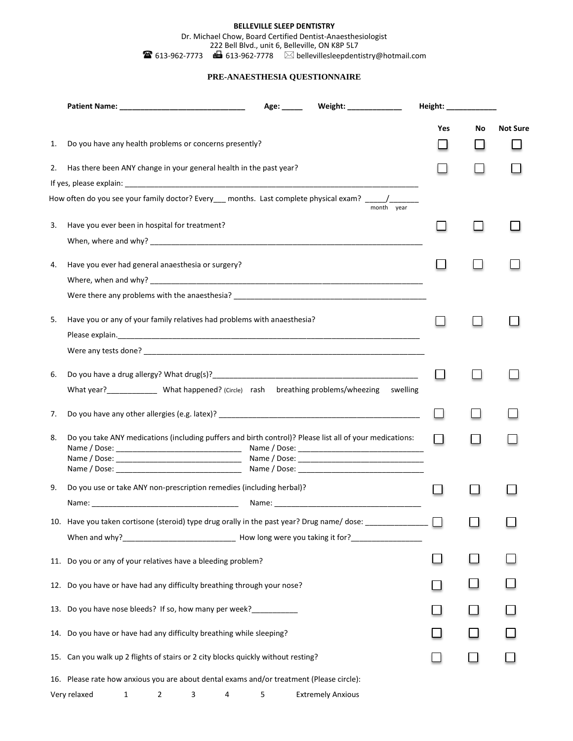**BELLEVILLE SLEEP DENTISTRY**

Dr. Michael Chow, Board Certified Dentist-Anaesthesiologist
222 Bell Blvd., unit 6, Belleville, ON K8P 5L7
☎ 613-962-7773 📠 613-962-7778 ✉ bellevillesleepdentistry@hotmail.com

## PRE-ANAESTHESIA QUESTIONNAIRE

**Patient Name:** ______________________________ **Age:** _____ **Weight:** _____________ **Height:** ____________

| | Question | Yes | No | Not Sure |
|---|---|---|---|---|
| 1. | Do you have any health problems or concerns presently? | ☐ | ☐ | ☐ |
| 2. | Has there been ANY change in your general health in the past year? | ☐ | ☐ | ☐ |

If yes, please explain: ___________________________________________________________________________

How often do you see your family doctor? Every___ months. Last complete physical exam? _____/_______ (month / year)

| | Question | Yes | No | Not Sure |
|---|---|---|---|---|
| 3. | Have you ever been in hospital for treatment? | ☐ | ☐ | ☐ |

When, where and why? ___________________________________________________________________

| | Question | Yes | No | Not Sure |
|---|---|---|---|---|
| 4. | Have you ever had general anaesthesia or surgery? | ☐ | ☐ | ☐ |

Where, when and why? ___________________________________________________________________

Were there any problems with the anaesthesia? ______________________________________________

| | Question | Yes | No | Not Sure |
|---|---|---|---|---|
| 5. | Have you or any of your family relatives had problems with anaesthesia? | ☐ | ☐ | ☐ |

Please explain.___________________________________________________________________________

Were any tests done? ______________________________________________________________________

| | Question | Yes | No | Not Sure |
|---|---|---|---|---|
| 6. | Do you have a drug allergy? What drug(s)?__________________________________________________ | ☐ | ☐ | ☐ |

What year?____________ What happened? (Circle) rash breathing problems/wheezing swelling

| | Question | Yes | No | Not Sure |
|---|---|---|---|---|
| 7. | Do you have any other allergies (e.g. latex)? ___________________________________________________ | ☐ | ☐ | ☐ |
| 8. | Do you take ANY medications (including puffers and birth control)? Please list all of your medications: | ☐ | ☐ | ☐ |

Name / Dose: ______________________________ Name / Dose: ______________________________
Name / Dose: ______________________________ Name / Dose: ______________________________
Name / Dose: ______________________________ Name / Dose: ______________________________

| | Question | Yes | No | Not Sure |
|---|---|---|---|---|
| 9. | Do you use or take ANY non-prescription remedies (including herbal)? | ☐ | ☐ | ☐ |

Name: ___________________________________ Name: ___________________________________

| | Question | Yes | No | Not Sure |
|---|---|---|---|---|
| 10. | Have you taken cortisone (steroid) type drug orally in the past year? Drug name/ dose: _______________ | ☐ | ☐ | ☐ |

When and why?___________________________ How long were you taking it for?_________________

| | Question | Yes | No | Not Sure |
|---|---|---|---|---|
| 11. | Do you or any of your relatives have a bleeding problem? | ☐ | ☐ | ☐ |
| 12. | Do you have or have had any difficulty breathing through your nose? | ☐ | ☐ | ☐ |
| 13. | Do you have nose bleeds? If so, how many per week?___________ | ☐ | ☐ | ☐ |
| 14. | Do you have or have had any difficulty breathing while sleeping? | ☐ | ☐ | ☐ |
| 15. | Can you walk up 2 flights of stairs or 2 city blocks quickly without resting? | ☐ | ☐ | ☐ |

16. Please rate how anxious you are about dental exams and/or treatment (Please circle):

Very relaxed 1 2 3 4 5 Extremely Anxious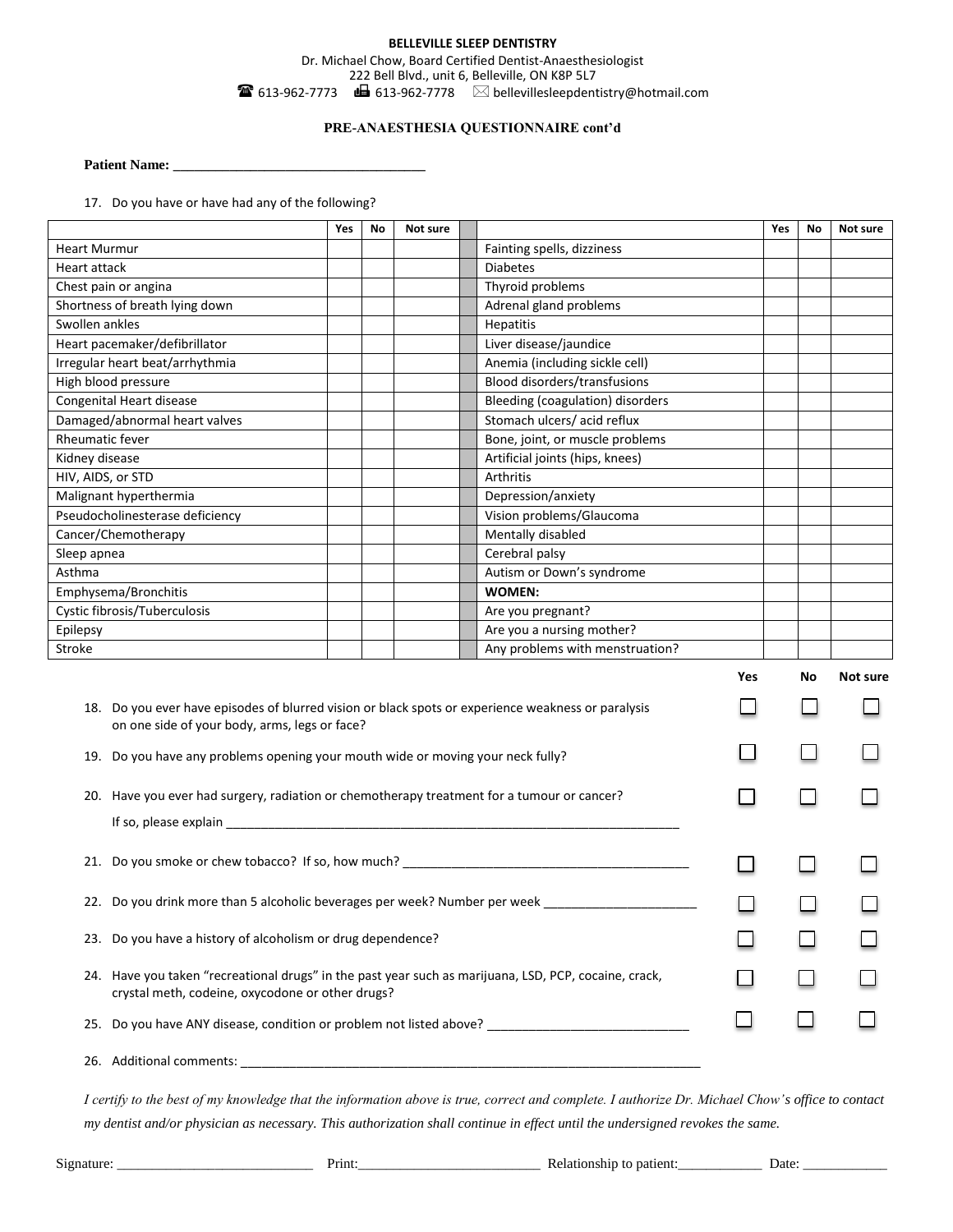**BELLEVILLE SLEEP DENTISTRY**

Dr. Michael Chow, Board Certified Dentist-Anaesthesiologist
222 Bell Blvd., unit 6, Belleville, ON K8P 5L7
☎ 613-962-7773 📠 613-962-7778 ✉ bellevillesleepdentistry@hotmail.com

## PRE-ANAESTHESIA QUESTIONNAIRE cont'd

**Patient Name: ___________________________________**

17. Do you have or have had any of the following?

| | Yes | No | Not sure | | | Yes | No | Not sure |
|---|---|---|---|---|---|---|---|---|
| Heart Murmur | | | | | Fainting spells, dizziness | | | |
| Heart attack | | | | | Diabetes | | | |
| Chest pain or angina | | | | | Thyroid problems | | | |
| Shortness of breath lying down | | | | | Adrenal gland problems | | | |
| Swollen ankles | | | | | Hepatitis | | | |
| Heart pacemaker/defibrillator | | | | | Liver disease/jaundice | | | |
| Irregular heart beat/arrhythmia | | | | | Anemia (including sickle cell) | | | |
| High blood pressure | | | | | Blood disorders/transfusions | | | |
| Congenital Heart disease | | | | | Bleeding (coagulation) disorders | | | |
| Damaged/abnormal heart valves | | | | | Stomach ulcers/ acid reflux | | | |
| Rheumatic fever | | | | | Bone, joint, or muscle problems | | | |
| Kidney disease | | | | | Artificial joints (hips, knees) | | | |
| HIV, AIDS, or STD | | | | | Arthritis | | | |
| Malignant hyperthermia | | | | | Depression/anxiety | | | |
| Pseudocholinesterase deficiency | | | | | Vision problems/Glaucoma | | | |
| Cancer/Chemotherapy | | | | | Mentally disabled | | | |
| Sleep apnea | | | | | Cerebral palsy | | | |
| Asthma | | | | | Autism or Down's syndrome | | | |
| Emphysema/Bronchitis | | | | | **WOMEN:** | | | |
| Cystic fibrosis/Tuberculosis | | | | | Are you pregnant? | | | |
| Epilepsy | | | | | Are you a nursing mother? | | | |
| Stroke | | | | | Any problems with menstruation? | | | |

| | Yes | No | Not sure |
|---|---|---|---|
| 18. Do you ever have episodes of blurred vision or black spots or experience weakness or paralysis on one side of your body, arms, legs or face? | ☐ | ☐ | ☐ |
| 19. Do you have any problems opening your mouth wide or moving your neck fully? | ☐ | ☐ | ☐ |
| 20. Have you ever had surgery, radiation or chemotherapy treatment for a tumour or cancer? If so, please explain ___________________________________ | ☐ | ☐ | ☐ |
| 21. Do you smoke or chew tobacco? If so, how much? _________________________ | ☐ | ☐ | ☐ |
| 22. Do you drink more than 5 alcoholic beverages per week? Number per week ______________ | ☐ | ☐ | ☐ |
| 23. Do you have a history of alcoholism or drug dependence? | ☐ | ☐ | ☐ |
| 24. Have you taken "recreational drugs" in the past year such as marijuana, LSD, PCP, cocaine, crack, crystal meth, codeine, oxycodone or other drugs? | ☐ | ☐ | ☐ |
| 25. Do you have ANY disease, condition or problem not listed above? ______________________ | ☐ | ☐ | ☐ |

26. Additional comments: ___________________________________________________________

*I certify to the best of my knowledge that the information above is true, correct and complete. I authorize Dr. Michael Chow's office to contact my dentist and/or physician as necessary. This authorization shall continue in effect until the undersigned revokes the same.*

Signature: ___________________________ Print:__________________________ Relationship to patient:____________ Date: ____________